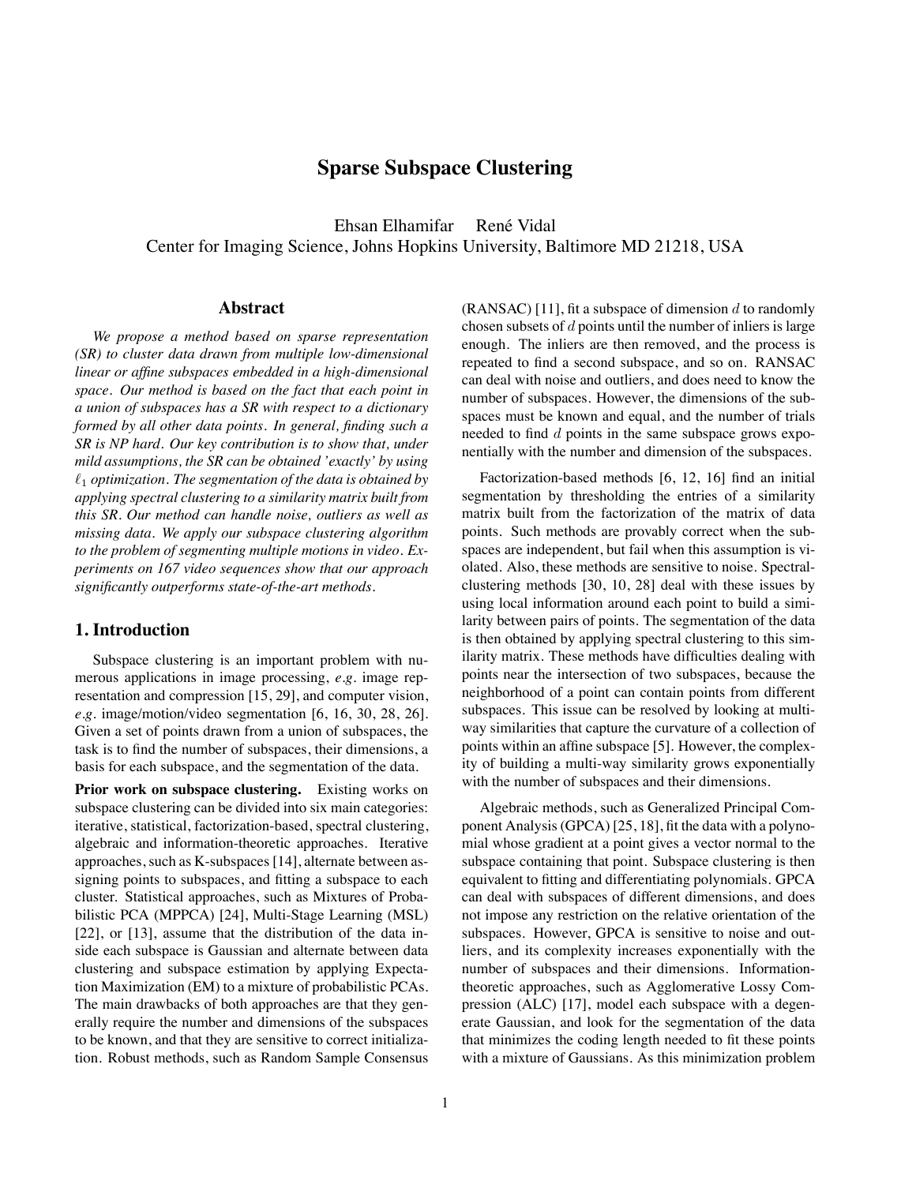# Sparse Subspace Clustering

Ehsan Elhamifar René Vidal
Center for Imaging Science, Johns Hopkins University, Baltimore MD 21218, USA

## Abstract

*We propose a method based on sparse representation (SR) to cluster data drawn from multiple low-dimensional linear or affine subspaces embedded in a high-dimensional space. Our method is based on the fact that each point in a union of subspaces has a SR with respect to a dictionary formed by all other data points. In general, finding such a SR is NP hard. Our key contribution is to show that, under mild assumptions, the SR can be obtained 'exactly' by using $\ell_1$ optimization. The segmentation of the data is obtained by applying spectral clustering to a similarity matrix built from this SR. Our method can handle noise, outliers as well as missing data. We apply our subspace clustering algorithm to the problem of segmenting multiple motions in video. Experiments on 167 video sequences show that our approach significantly outperforms state-of-the-art methods.*

## 1. Introduction

Subspace clustering is an important problem with numerous applications in image processing, *e.g.* image representation and compression [15, 29], and computer vision, *e.g.* image/motion/video segmentation [6, 16, 30, 28, 26]. Given a set of points drawn from a union of subspaces, the task is to find the number of subspaces, their dimensions, a basis for each subspace, and the segmentation of the data.

**Prior work on subspace clustering.** Existing works on subspace clustering can be divided into six main categories: iterative, statistical, factorization-based, spectral clustering, algebraic and information-theoretic approaches. Iterative approaches, such as K-subspaces [14], alternate between assigning points to subspaces, and fitting a subspace to each cluster. Statistical approaches, such as Mixtures of Probabilistic PCA (MPPCA) [24], Multi-Stage Learning (MSL) [22], or [13], assume that the distribution of the data inside each subspace is Gaussian and alternate between data clustering and subspace estimation by applying Expectation Maximization (EM) to a mixture of probabilistic PCAs. The main drawbacks of both approaches are that they generally require the number and dimensions of the subspaces to be known, and that they are sensitive to correct initialization. Robust methods, such as Random Sample Consensus (RANSAC) [11], fit a subspace of dimension $d$ to randomly chosen subsets of $d$ points until the number of inliers is large enough. The inliers are then removed, and the process is repeated to find a second subspace, and so on. RANSAC can deal with noise and outliers, and does need to know the number of subspaces. However, the dimensions of the subspaces must be known and equal, and the number of trials needed to find $d$ points in the same subspace grows exponentially with the number and dimension of the subspaces.

Factorization-based methods [6, 12, 16] find an initial segmentation by thresholding the entries of a similarity matrix built from the factorization of the matrix of data points. Such methods are provably correct when the subspaces are independent, but fail when this assumption is violated. Also, these methods are sensitive to noise. Spectral-clustering methods [30, 10, 28] deal with these issues by using local information around each point to build a similarity between pairs of points. The segmentation of the data is then obtained by applying spectral clustering to this similarity matrix. These methods have difficulties dealing with points near the intersection of two subspaces, because the neighborhood of a point can contain points from different subspaces. This issue can be resolved by looking at multi-way similarities that capture the curvature of a collection of points within an affine subspace [5]. However, the complexity of building a multi-way similarity grows exponentially with the number of subspaces and their dimensions.

Algebraic methods, such as Generalized Principal Component Analysis (GPCA) [25, 18], fit the data with a polynomial whose gradient at a point gives a vector normal to the subspace containing that point. Subspace clustering is then equivalent to fitting and differentiating polynomials. GPCA can deal with subspaces of different dimensions, and does not impose any restriction on the relative orientation of the subspaces. However, GPCA is sensitive to noise and outliers, and its complexity increases exponentially with the number of subspaces and their dimensions. Information-theoretic approaches, such as Agglomerative Lossy Compression (ALC) [17], model each subspace with a degenerate Gaussian, and look for the segmentation of the data that minimizes the coding length needed to fit these points with a mixture of Gaussians. As this minimization problem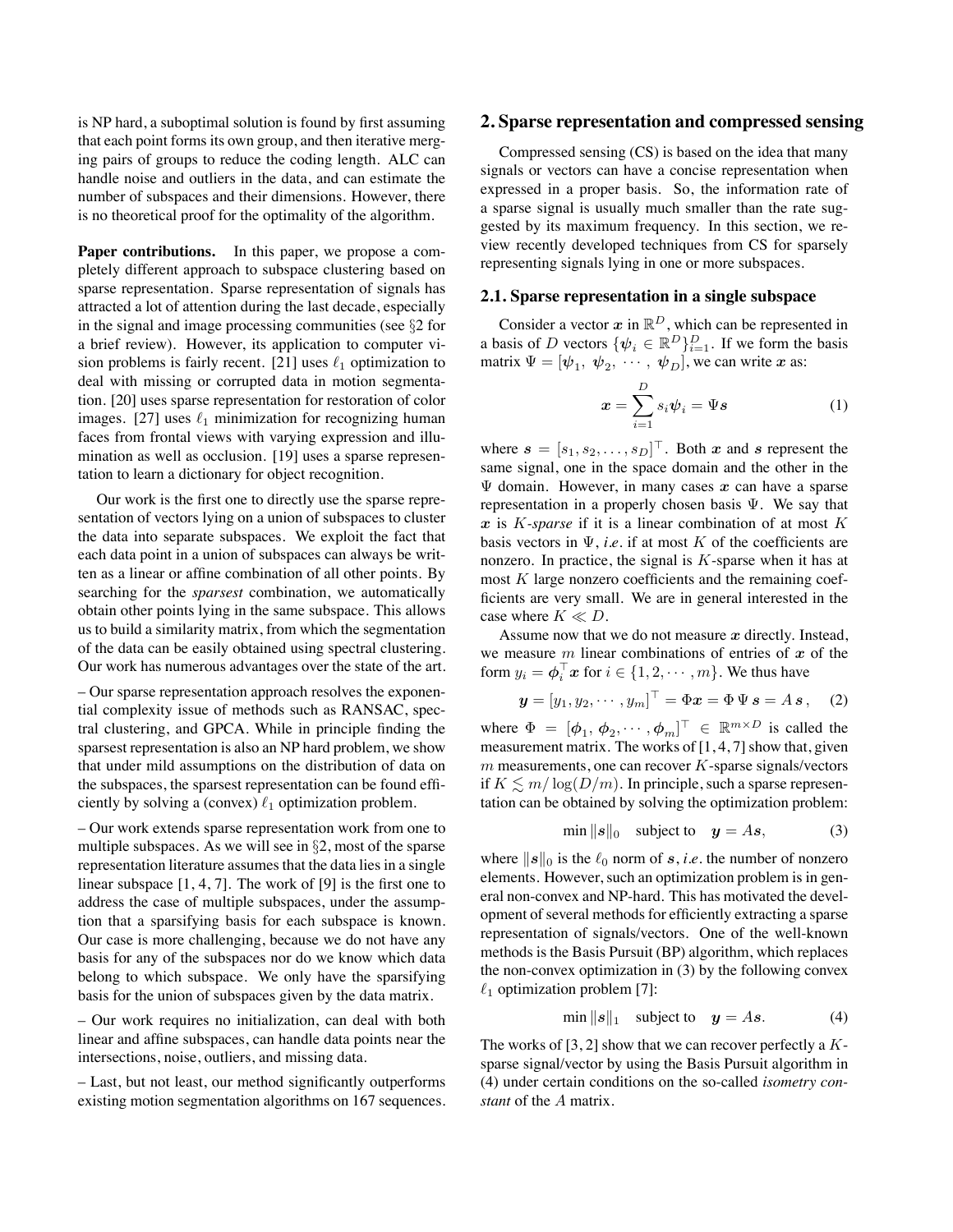is NP hard, a suboptimal solution is found by first assuming that each point forms its own group, and then iterative merging pairs of groups to reduce the coding length. ALC can handle noise and outliers in the data, and can estimate the number of subspaces and their dimensions. However, there is no theoretical proof for the optimality of the algorithm.

**Paper contributions.** In this paper, we propose a completely different approach to subspace clustering based on sparse representation. Sparse representation of signals has attracted a lot of attention during the last decade, especially in the signal and image processing communities (see §2 for a brief review). However, its application to computer vision problems is fairly recent. [21] uses $\ell_1$ optimization to deal with missing or corrupted data in motion segmentation. [20] uses sparse representation for restoration of color images. [27] uses $\ell_1$ minimization for recognizing human faces from frontal views with varying expression and illumination as well as occlusion. [19] uses a sparse representation to learn a dictionary for object recognition.

Our work is the first one to directly use the sparse representation of vectors lying on a union of subspaces to cluster the data into separate subspaces. We exploit the fact that each data point in a union of subspaces can always be written as a linear or affine combination of all other points. By searching for the *sparsest* combination, we automatically obtain other points lying in the same subspace. This allows us to build a similarity matrix, from which the segmentation of the data can be easily obtained using spectral clustering. Our work has numerous advantages over the state of the art.

– Our sparse representation approach resolves the exponential complexity issue of methods such as RANSAC, spectral clustering, and GPCA. While in principle finding the sparsest representation is also an NP hard problem, we show that under mild assumptions on the distribution of data on the subspaces, the sparsest representation can be found efficiently by solving a (convex) $\ell_1$ optimization problem.

– Our work extends sparse representation work from one to multiple subspaces. As we will see in §2, most of the sparse representation literature assumes that the data lies in a single linear subspace [1, 4, 7]. The work of [9] is the first one to address the case of multiple subspaces, under the assumption that a sparsifying basis for each subspace is known. Our case is more challenging, because we do not have any basis for any of the subspaces nor do we know which data belong to which subspace. We only have the sparsifying basis for the union of subspaces given by the data matrix.

– Our work requires no initialization, can deal with both linear and affine subspaces, can handle data points near the intersections, noise, outliers, and missing data.

– Last, but not least, our method significantly outperforms existing motion segmentation algorithms on 167 sequences.

## 2. Sparse representation and compressed sensing

Compressed sensing (CS) is based on the idea that many signals or vectors can have a concise representation when expressed in a proper basis. So, the information rate of a sparse signal is usually much smaller than the rate suggested by its maximum frequency. In this section, we review recently developed techniques from CS for sparsely representing signals lying in one or more subspaces.

### 2.1. Sparse representation in a single subspace

Consider a vector $\boldsymbol{x}$ in $\mathbb{R}^D$, which can be represented in a basis of $D$ vectors $\{\boldsymbol{\psi}_i \in \mathbb{R}^D\}_{i=1}^D$. If we form the basis matrix $\Psi = [\boldsymbol{\psi}_1,\ \boldsymbol{\psi}_2,\ \cdots,\ \boldsymbol{\psi}_D]$, we can write $\boldsymbol{x}$ as:

$$\boldsymbol{x} = \sum_{i=1}^{D} s_i \boldsymbol{\psi}_i = \Psi \boldsymbol{s} \tag{1}$$

where $\boldsymbol{s} = [s_1, s_2, \ldots, s_D]^\top$. Both $\boldsymbol{x}$ and $\boldsymbol{s}$ represent the same signal, one in the space domain and the other in the $\Psi$ domain. However, in many cases $\boldsymbol{x}$ can have a sparse representation in a properly chosen basis $\Psi$. We say that $\boldsymbol{x}$ is $K$*-sparse* if it is a linear combination of at most $K$ basis vectors in $\Psi$, *i.e*. if at most $K$ of the coefficients are nonzero. In practice, the signal is $K$-sparse when it has at most $K$ large nonzero coefficients and the remaining coefficients are very small. We are in general interested in the case where $K \ll D$.

Assume now that we do not measure $\boldsymbol{x}$ directly. Instead, we measure $m$ linear combinations of entries of $\boldsymbol{x}$ of the form $y_i = \boldsymbol{\phi}_i^\top \boldsymbol{x}$ for $i \in \{1, 2, \cdots, m\}$. We thus have

$$\boldsymbol{y} = [y_1, y_2, \cdots, y_m]^\top = \Phi \boldsymbol{x} = \Phi\, \Psi\, \boldsymbol{s} = A\, \boldsymbol{s}, \tag{2}$$

where $\Phi = [\boldsymbol{\phi}_1,\ \boldsymbol{\phi}_2, \cdots, \boldsymbol{\phi}_m]^\top \in \mathbb{R}^{m \times D}$ is called the measurement matrix. The works of [1, 4, 7] show that, given $m$ measurements, one can recover $K$-sparse signals/vectors if $K \lesssim m/\log(D/m)$. In principle, such a sparse representation can be obtained by solving the optimization problem:

$$\min \|\boldsymbol{s}\|_0 \quad \text{subject to} \quad \boldsymbol{y} = A\boldsymbol{s}, \tag{3}$$

where $\|\boldsymbol{s}\|_0$ is the $\ell_0$ norm of $\boldsymbol{s}$, *i.e*. the number of nonzero elements. However, such an optimization problem is in general non-convex and NP-hard. This has motivated the development of several methods for efficiently extracting a sparse representation of signals/vectors. One of the well-known methods is the Basis Pursuit (BP) algorithm, which replaces the non-convex optimization in (3) by the following convex $\ell_1$ optimization problem [7]:

$$\min \|\boldsymbol{s}\|_1 \quad \text{subject to} \quad \boldsymbol{y} = A\boldsymbol{s}. \tag{4}$$

The works of [3, 2] show that we can recover perfectly a $K$-sparse signal/vector by using the Basis Pursuit algorithm in (4) under certain conditions on the so-called *isometry constant* of the $A$ matrix.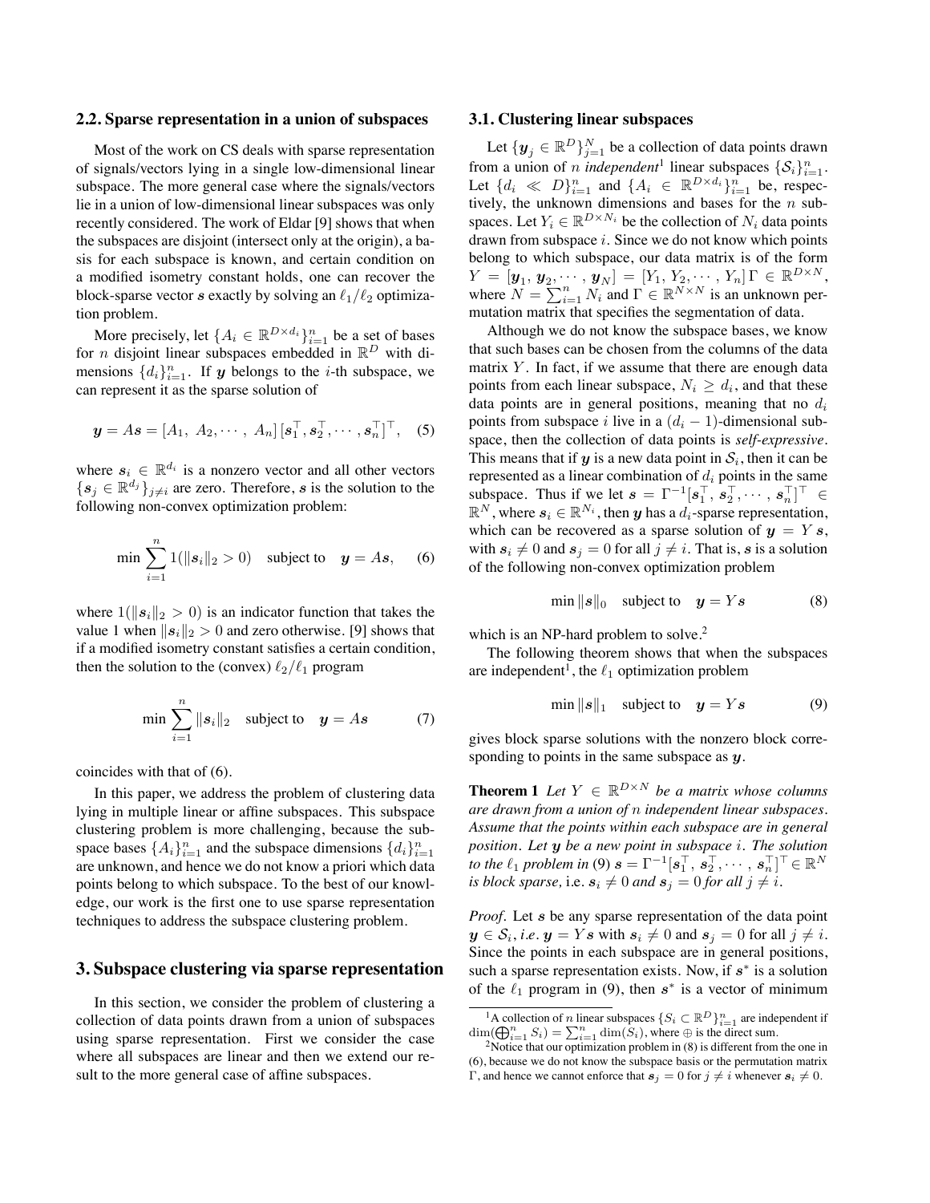### 2.2. Sparse representation in a union of subspaces

Most of the work on CS deals with sparse representation of signals/vectors lying in a single low-dimensional linear subspace. The more general case where the signals/vectors lie in a union of low-dimensional linear subspaces was only recently considered. The work of Eldar [9] shows that when the subspaces are disjoint (intersect only at the origin), a basis for each subspace is known, and certain condition on a modified isometry constant holds, one can recover the block-sparse vector $\boldsymbol{s}$ exactly by solving an $\ell_1/\ell_2$ optimization problem.

More precisely, let $\{A_i \in \mathbb{R}^{D\times d_i}\}_{i=1}^n$ be a set of bases for $n$ disjoint linear subspaces embedded in $\mathbb{R}^D$ with dimensions $\{d_i\}_{i=1}^n$. If $\boldsymbol{y}$ belongs to the $i$-th subspace, we can represent it as the sparse solution of

$$\boldsymbol{y} = A\boldsymbol{s} = [A_1,\ A_2, \cdots,\ A_n]\,[\boldsymbol{s}_1^\top, \boldsymbol{s}_2^\top, \cdots, \boldsymbol{s}_n^\top]^\top, \quad (5)$$

where $\boldsymbol{s}_i \in \mathbb{R}^{d_i}$ is a nonzero vector and all other vectors $\{\boldsymbol{s}_j \in \mathbb{R}^{d_j}\}_{j\neq i}$ are zero. Therefore, $\boldsymbol{s}$ is the solution to the following non-convex optimization problem:

$$\min \sum_{i=1}^{n} 1(\|\boldsymbol{s}_i\|_2 > 0) \quad \text{subject to} \quad \boldsymbol{y} = A\boldsymbol{s}, \quad (6)$$

where $1(\|\boldsymbol{s}_i\|_2 > 0)$ is an indicator function that takes the value 1 when $\|\boldsymbol{s}_i\|_2 > 0$ and zero otherwise. [9] shows that if a modified isometry constant satisfies a certain condition, then the solution to the (convex) $\ell_2/\ell_1$ program

$$\min \sum_{i=1}^{n} \|\boldsymbol{s}_i\|_2 \quad \text{subject to} \quad \boldsymbol{y} = A\boldsymbol{s} \quad (7)$$

coincides with that of (6).

In this paper, we address the problem of clustering data lying in multiple linear or affine subspaces. This subspace clustering problem is more challenging, because the subspace bases $\{A_i\}_{i=1}^n$ and the subspace dimensions $\{d_i\}_{i=1}^n$ are unknown, and hence we do not know a priori which data points belong to which subspace. To the best of our knowledge, our work is the first one to use sparse representation techniques to address the subspace clustering problem.

## 3. Subspace clustering via sparse representation

In this section, we consider the problem of clustering a collection of data points drawn from a union of subspaces using sparse representation. First we consider the case where all subspaces are linear and then we extend our result to the more general case of affine subspaces.

### 3.1. Clustering linear subspaces

Let $\{\boldsymbol{y}_j \in \mathbb{R}^D\}_{j=1}^N$ be a collection of data points drawn from a union of $n$ *independent*[1] linear subspaces $\{\mathcal{S}_i\}_{i=1}^n$. Let $\{d_i \ll D\}_{i=1}^n$ and $\{A_i \in \mathbb{R}^{D\times d_i}\}_{i=1}^n$ be, respectively, the unknown dimensions and bases for the $n$ subspaces. Let $Y_i \in \mathbb{R}^{D\times N_i}$ be the collection of $N_i$ data points drawn from subspace $i$. Since we do not know which points belong to which subspace, our data matrix is of the form $Y = [\boldsymbol{y}_1, \boldsymbol{y}_2, \cdots, \boldsymbol{y}_N] = [Y_1, Y_2, \cdots, Y_n]\,\Gamma \in \mathbb{R}^{D\times N}$, where $N = \sum_{i=1}^n N_i$ and $\Gamma \in \mathbb{R}^{N\times N}$ is an unknown permutation matrix that specifies the segmentation of data.

Although we do not know the subspace bases, we know that such bases can be chosen from the columns of the data matrix $Y$. In fact, if we assume that there are enough data points from each linear subspace, $N_i \geq d_i$, and that these data points are in general positions, meaning that no $d_i$ points from subspace $i$ live in a $(d_i - 1)$-dimensional subspace, then the collection of data points is *self-expressive*. This means that if $\boldsymbol{y}$ is a new data point in $\mathcal{S}_i$, then it can be represented as a linear combination of $d_i$ points in the same subspace. Thus if we let $\boldsymbol{s} = \Gamma^{-1}[\boldsymbol{s}_1^\top, \boldsymbol{s}_2^\top, \cdots, \boldsymbol{s}_n^\top]^\top \in \mathbb{R}^N$, where $\boldsymbol{s}_i \in \mathbb{R}^{N_i}$, then $\boldsymbol{y}$ has a $d_i$-sparse representation, which can be recovered as a sparse solution of $\boldsymbol{y} = Y\boldsymbol{s}$, with $\boldsymbol{s}_i \neq 0$ and $\boldsymbol{s}_j = 0$ for all $j \neq i$. That is, $\boldsymbol{s}$ is a solution of the following non-convex optimization problem

$$\min \|\boldsymbol{s}\|_0 \quad \text{subject to} \quad \boldsymbol{y} = Y\boldsymbol{s} \quad (8)$$

which is an NP-hard problem to solve.[2]

The following theorem shows that when the subspaces are independent[1], the $\ell_1$ optimization problem

$$\min \|\boldsymbol{s}\|_1 \quad \text{subject to} \quad \boldsymbol{y} = Y\boldsymbol{s} \quad (9)$$

gives block sparse solutions with the nonzero block corresponding to points in the same subspace as $\boldsymbol{y}$.

**Theorem 1** *Let $Y \in \mathbb{R}^{D\times N}$ be a matrix whose columns are drawn from a union of $n$ independent linear subspaces. Assume that the points within each subspace are in general position. Let $\boldsymbol{y}$ be a new point in subspace $i$. The solution to the $\ell_1$ problem in (9) $\boldsymbol{s} = \Gamma^{-1}[\boldsymbol{s}_1^\top, \boldsymbol{s}_2^\top, \cdots, \boldsymbol{s}_n^\top]^\top \in \mathbb{R}^N$ is block sparse,* i.e. *$\boldsymbol{s}_i \neq 0$ and $\boldsymbol{s}_j = 0$ for all $j \neq i$.*

*Proof.* Let $\boldsymbol{s}$ be any sparse representation of the data point $\boldsymbol{y} \in \mathcal{S}_i$, *i.e.* $\boldsymbol{y} = Y\boldsymbol{s}$ with $\boldsymbol{s}_i \neq 0$ and $\boldsymbol{s}_j = 0$ for all $j \neq i$. Since the points in each subspace are in general positions, such a sparse representation exists. Now, if $\boldsymbol{s}^*$ is a solution of the $\ell_1$ program in (9), then $\boldsymbol{s}^*$ is a vector of minimum

[1] A collection of $n$ linear subspaces $\{S_i \subset \mathbb{R}^D\}_{i=1}^n$ are independent if $\dim(\bigoplus_{i=1}^n S_i) = \sum_{i=1}^n \dim(S_i)$, where $\oplus$ is the direct sum.

[2] Notice that our optimization problem in (8) is different from the one in (6), because we do not know the subspace basis or the permutation matrix $\Gamma$, and hence we cannot enforce that $\boldsymbol{s}_j = 0$ for $j \neq i$ whenever $\boldsymbol{s}_i \neq 0$.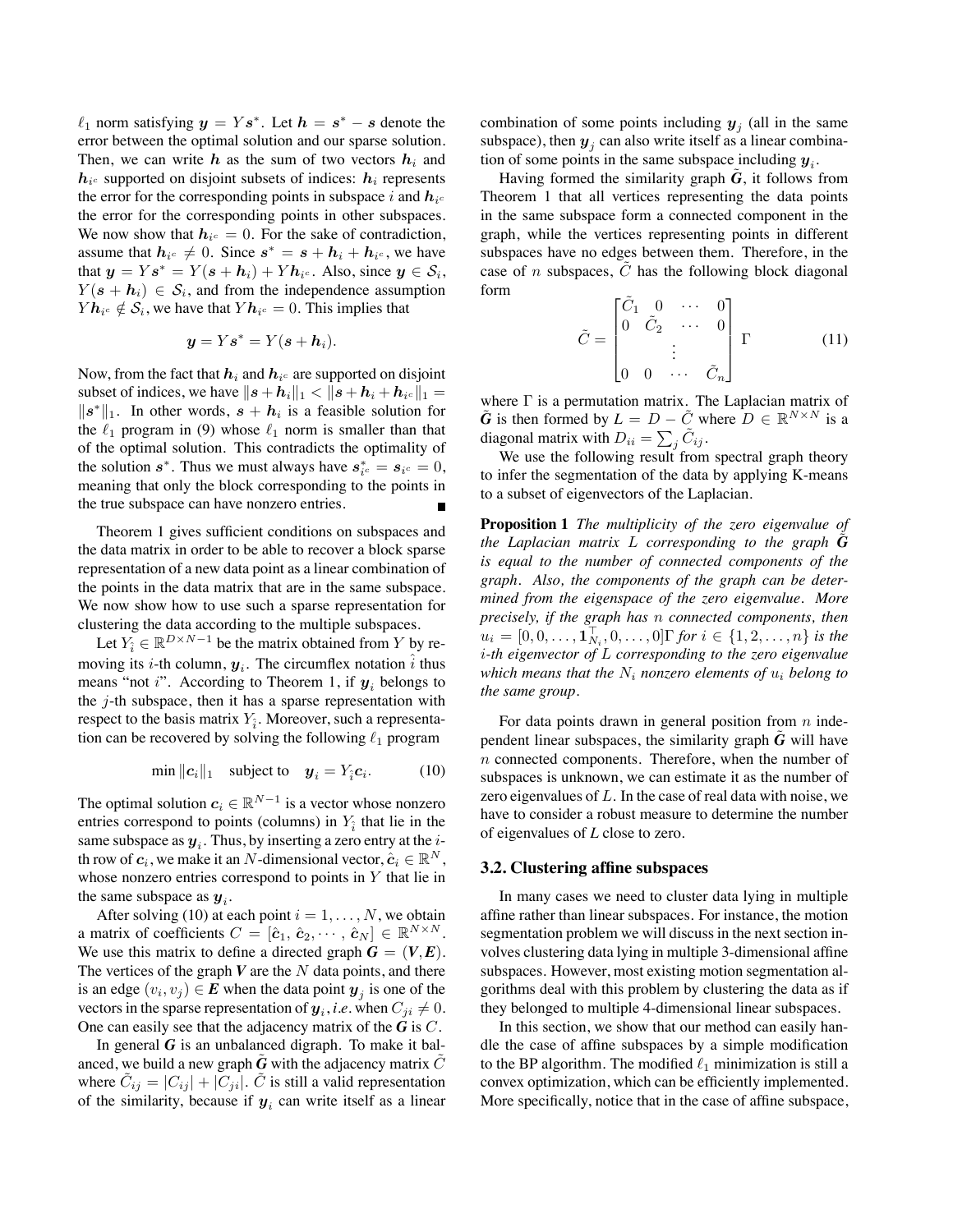$\ell_1$ norm satisfying $\boldsymbol{y} = Y\boldsymbol{s}^*$. Let $\boldsymbol{h} = \boldsymbol{s}^* - \boldsymbol{s}$ denote the error between the optimal solution and our sparse solution. Then, we can write $\boldsymbol{h}$ as the sum of two vectors $\boldsymbol{h}_i$ and $\boldsymbol{h}_{i^c}$ supported on disjoint subsets of indices: $\boldsymbol{h}_i$ represents the error for the corresponding points in subspace $i$ and $\boldsymbol{h}_{i^c}$ the error for the corresponding points in other subspaces. We now show that $\boldsymbol{h}_{i^c} = 0$. For the sake of contradiction, assume that $\boldsymbol{h}_{i^c} \neq 0$. Since $\boldsymbol{s}^* = \boldsymbol{s} + \boldsymbol{h}_i + \boldsymbol{h}_{i^c}$, we have that $\boldsymbol{y} = Y\boldsymbol{s}^* = Y(\boldsymbol{s} + \boldsymbol{h}_i) + Y\boldsymbol{h}_{i^c}$. Also, since $\boldsymbol{y} \in \mathcal{S}_i$, $Y(\boldsymbol{s} + \boldsymbol{h}_i) \in \mathcal{S}_i$, and from the independence assumption $Y\boldsymbol{h}_{i^c} \notin \mathcal{S}_i$, we have that $Y\boldsymbol{h}_{i^c} = 0$. This implies that

$$\boldsymbol{y} = Y\boldsymbol{s}^* = Y(\boldsymbol{s} + \boldsymbol{h}_i).$$

Now, from the fact that $\boldsymbol{h}_i$ and $\boldsymbol{h}_{i^c}$ are supported on disjoint subset of indices, we have $\|\boldsymbol{s} + \boldsymbol{h}_i\|_1 < \|\boldsymbol{s} + \boldsymbol{h}_i + \boldsymbol{h}_{i^c}\|_1 = \|\boldsymbol{s}^*\|_1$. In other words, $\boldsymbol{s} + \boldsymbol{h}_i$ is a feasible solution for the $\ell_1$ program in (9) whose $\ell_1$ norm is smaller than that of the optimal solution. This contradicts the optimality of the solution $\boldsymbol{s}^*$. Thus we must always have $\boldsymbol{s}^*_{i^c} = \boldsymbol{s}_{i^c} = 0$, meaning that only the block corresponding to the points in the true subspace can have nonzero entries. ■

Theorem 1 gives sufficient conditions on subspaces and the data matrix in order to be able to recover a block sparse representation of a new data point as a linear combination of the points in the data matrix that are in the same subspace. We now show how to use such a sparse representation for clustering the data according to the multiple subspaces.

Let $Y_{\hat{i}} \in \mathbb{R}^{D \times N-1}$ be the matrix obtained from $Y$ by removing its $i$-th column, $\boldsymbol{y}_i$. The circumflex notation $\hat{i}$ thus means "not $i$". According to Theorem 1, if $\boldsymbol{y}_i$ belongs to the $j$-th subspace, then it has a sparse representation with respect to the basis matrix $Y_{\hat{i}}$. Moreover, such a representation can be recovered by solving the following $\ell_1$ program

$$\min \|\boldsymbol{c}_i\|_1 \quad \text{subject to} \quad \boldsymbol{y}_i = Y_{\hat{i}}\boldsymbol{c}_i. \tag{10}$$

The optimal solution $\boldsymbol{c}_i \in \mathbb{R}^{N-1}$ is a vector whose nonzero entries correspond to points (columns) in $Y_{\hat{i}}$ that lie in the same subspace as $\boldsymbol{y}_i$. Thus, by inserting a zero entry at the $i$-th row of $\boldsymbol{c}_i$, we make it an $N$-dimensional vector, $\hat{\boldsymbol{c}}_i \in \mathbb{R}^N$, whose nonzero entries correspond to points in $Y$ that lie in the same subspace as $\boldsymbol{y}_i$.

After solving (10) at each point $i = 1, \ldots, N$, we obtain a matrix of coefficients $C = [\hat{\boldsymbol{c}}_1, \hat{\boldsymbol{c}}_2, \cdots, \hat{\boldsymbol{c}}_N] \in \mathbb{R}^{N \times N}$. We use this matrix to define a directed graph $\boldsymbol{G} = (\boldsymbol{V}, \boldsymbol{E})$. The vertices of the graph $\boldsymbol{V}$ are the $N$ data points, and there is an edge $(v_i, v_j) \in \boldsymbol{E}$ when the data point $\boldsymbol{y}_j$ is one of the vectors in the sparse representation of $\boldsymbol{y}_i$, *i.e.* when $C_{ji} \neq 0$. One can easily see that the adjacency matrix of the $\boldsymbol{G}$ is $C$.

In general $\boldsymbol{G}$ is an unbalanced digraph. To make it balanced, we build a new graph $\tilde{\boldsymbol{G}}$ with the adjacency matrix $\tilde{C}$ where $\tilde{C}_{ij} = |C_{ij}| + |C_{ji}|$. $\tilde{C}$ is still a valid representation of the similarity, because if $\boldsymbol{y}_i$ can write itself as a linear combination of some points including $\boldsymbol{y}_j$ (all in the same subspace), then $\boldsymbol{y}_j$ can also write itself as a linear combination of some points in the same subspace including $\boldsymbol{y}_i$.

Having formed the similarity graph $\tilde{\boldsymbol{G}}$, it follows from Theorem 1 that all vertices representing the data points in the same subspace form a connected component in the graph, while the vertices representing points in different subspaces have no edges between them. Therefore, in the case of $n$ subspaces, $\tilde{C}$ has the following block diagonal form

$$\tilde{C} = \begin{bmatrix} \tilde{C}_1 & 0 & \cdots & 0 \\ 0 & \tilde{C}_2 & \cdots & 0 \\ & & \vdots & \\ 0 & 0 & \cdots & \tilde{C}_n \end{bmatrix} \Gamma \tag{11}$$

where $\Gamma$ is a permutation matrix. The Laplacian matrix of $\tilde{\boldsymbol{G}}$ is then formed by $L = D - \tilde{C}$ where $D \in \mathbb{R}^{N \times N}$ is a diagonal matrix with $D_{ii} = \sum_j \tilde{C}_{ij}$.

We use the following result from spectral graph theory to infer the segmentation of the data by applying K-means to a subset of eigenvectors of the Laplacian.

**Proposition 1** *The multiplicity of the zero eigenvalue of the Laplacian matrix $L$ corresponding to the graph $\tilde{\boldsymbol{G}}$ is equal to the number of connected components of the graph. Also, the components of the graph can be determined from the eigenspace of the zero eigenvalue. More precisely, if the graph has $n$ connected components, then $u_i = [0, 0, \ldots, \mathbf{1}_{N_i}^\top, 0, \ldots, 0]\Gamma$ for $i \in \{1, 2, \ldots, n\}$ is the $i$-th eigenvector of $L$ corresponding to the zero eigenvalue which means that the $N_i$ nonzero elements of $u_i$ belong to the same group.*

For data points drawn in general position from $n$ independent linear subspaces, the similarity graph $\tilde{\boldsymbol{G}}$ will have $n$ connected components. Therefore, when the number of subspaces is unknown, we can estimate it as the number of zero eigenvalues of $L$. In the case of real data with noise, we have to consider a robust measure to determine the number of eigenvalues of $L$ close to zero.

### 3.2. Clustering affine subspaces

In many cases we need to cluster data lying in multiple affine rather than linear subspaces. For instance, the motion segmentation problem we will discuss in the next section involves clustering data lying in multiple 3-dimensional affine subspaces. However, most existing motion segmentation algorithms deal with this problem by clustering the data as if they belonged to multiple 4-dimensional linear subspaces.

In this section, we show that our method can easily handle the case of affine subspaces by a simple modification to the BP algorithm. The modified $\ell_1$ minimization is still a convex optimization, which can be efficiently implemented. More specifically, notice that in the case of affine subspace,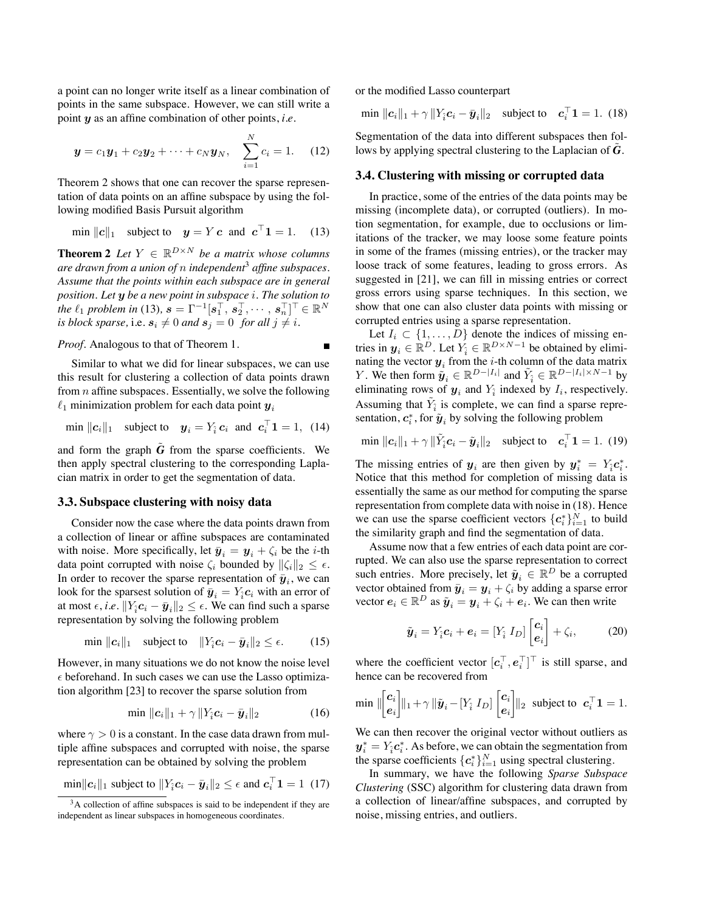a point can no longer write itself as a linear combination of points in the same subspace. However, we can still write a point $\boldsymbol{y}$ as an affine combination of other points, *i.e*.

$$\boldsymbol{y} = c_1\boldsymbol{y}_1 + c_2\boldsymbol{y}_2 + \cdots + c_N\boldsymbol{y}_N, \quad \sum_{i=1}^{N} c_i = 1. \quad (12)$$

Theorem 2 shows that one can recover the sparse representation of data points on an affine subspace by using the following modified Basis Pursuit algorithm

$$\min \|\boldsymbol{c}\|_1 \quad \text{subject to} \quad \boldsymbol{y} = Y\,\boldsymbol{c} \;\text{ and }\; \boldsymbol{c}^\top \mathbf{1} = 1. \quad (13)$$

**Theorem 2** *Let $Y \in \mathbb{R}^{D\times N}$ be a matrix whose columns are drawn from a union of $n$ independent[3] affine subspaces. Assume that the points within each subspace are in general position. Let $\boldsymbol{y}$ be a new point in subspace $i$. The solution to the $\ell_1$ problem in (13), $\boldsymbol{s} = \Gamma^{-1}[\boldsymbol{s}_1^\top, \boldsymbol{s}_2^\top, \cdots, \boldsymbol{s}_n^\top]^\top \in \mathbb{R}^N$ is block sparse,* i.e. *$\boldsymbol{s}_i \neq 0$ and $\boldsymbol{s}_j = 0$ for all $j \neq i$.*

*Proof.* Analogous to that of Theorem 1. ∎

Similar to what we did for linear subspaces, we can use this result for clustering a collection of data points drawn from $n$ affine subspaces. Essentially, we solve the following $\ell_1$ minimization problem for each data point $\boldsymbol{y}_i$

$$\min \|\boldsymbol{c}_i\|_1 \quad \text{subject to} \quad \boldsymbol{y}_i = Y_{\hat{i}}\,\boldsymbol{c}_i \;\text{ and }\; \boldsymbol{c}_i^\top \mathbf{1} = 1, \quad (14)$$

and form the graph $\tilde{\boldsymbol{G}}$ from the sparse coefficients. We then apply spectral clustering to the corresponding Laplacian matrix in order to get the segmentation of data.

### 3.3. Subspace clustering with noisy data

Consider now the case where the data points drawn from a collection of linear or affine subspaces are contaminated with noise. More specifically, let $\bar{\boldsymbol{y}}_i = \boldsymbol{y}_i + \zeta_i$ be the $i$-th data point corrupted with noise $\zeta_i$ bounded by $\|\zeta_i\|_2 \leq \epsilon$. In order to recover the sparse representation of $\bar{\boldsymbol{y}}_i$, we can look for the sparsest solution of $\bar{\boldsymbol{y}}_i = Y_{\hat{i}}\boldsymbol{c}_i$ with an error of at most $\epsilon$, *i.e*. $\|Y_{\hat{i}}\boldsymbol{c}_i - \bar{\boldsymbol{y}}_i\|_2 \leq \epsilon$. We can find such a sparse representation by solving the following problem

$$\min \|\boldsymbol{c}_i\|_1 \quad \text{subject to} \quad \|Y_{\hat{i}}\boldsymbol{c}_i - \bar{\boldsymbol{y}}_i\|_2 \leq \epsilon. \quad (15)$$

However, in many situations we do not know the noise level $\epsilon$ beforehand. In such cases we can use the Lasso optimization algorithm [23] to recover the sparse solution from

$$\min \|\boldsymbol{c}_i\|_1 + \gamma\,\|Y_{\hat{i}}\boldsymbol{c}_i - \bar{\boldsymbol{y}}_i\|_2 \quad (16)$$

where $\gamma > 0$ is a constant. In the case data drawn from multiple affine subspaces and corrupted with noise, the sparse representation can be obtained by solving the problem

$$\min \|\boldsymbol{c}_i\|_1 \text{ subject to } \|Y_{\hat{i}}\boldsymbol{c}_i - \bar{\boldsymbol{y}}_i\|_2 \leq \epsilon \text{ and } \boldsymbol{c}_i^\top \mathbf{1} = 1 \quad (17)$$

or the modified Lasso counterpart

$$\min \|\boldsymbol{c}_i\|_1 + \gamma\,\|Y_{\hat{i}}\boldsymbol{c}_i - \bar{\boldsymbol{y}}_i\|_2 \quad \text{subject to} \quad \boldsymbol{c}_i^\top \mathbf{1} = 1. \quad (18)$$

Segmentation of the data into different subspaces then follows by applying spectral clustering to the Laplacian of $\tilde{\boldsymbol{G}}$.

### 3.4. Clustering with missing or corrupted data

In practice, some of the entries of the data points may be missing (incomplete data), or corrupted (outliers). In motion segmentation, for example, due to occlusions or limitations of the tracker, we may loose some feature points in some of the frames (missing entries), or the tracker may loose track of some features, leading to gross errors. As suggested in [21], we can fill in missing entries or correct gross errors using sparse techniques. In this section, we show that one can also cluster data points with missing or corrupted entries using a sparse representation.

Let $I_i \subset \{1, \ldots, D\}$ denote the indices of missing entries in $\boldsymbol{y}_i \in \mathbb{R}^D$. Let $Y_{\hat{i}} \in \mathbb{R}^{D\times N-1}$ be obtained by eliminating the vector $\boldsymbol{y}_i$ from the $i$-th column of the data matrix $Y$. We then form $\tilde{\boldsymbol{y}}_i \in \mathbb{R}^{D-|I_i|}$ and $\tilde{Y}_{\hat{i}} \in \mathbb{R}^{D-|I_i|\times N-1}$ by eliminating rows of $\boldsymbol{y}_i$ and $Y_{\hat{i}}$ indexed by $I_i$, respectively. Assuming that $\tilde{Y}_{\hat{i}}$ is complete, we can find a sparse representation, $\boldsymbol{c}_i^*$, for $\tilde{\boldsymbol{y}}_i$ by solving the following problem

$$\min \|\boldsymbol{c}_i\|_1 + \gamma\,\|\tilde{Y}_{\hat{i}}\boldsymbol{c}_i - \tilde{\boldsymbol{y}}_i\|_2 \quad \text{subject to} \quad \boldsymbol{c}_i^\top \mathbf{1} = 1. \quad (19)$$

The missing entries of $\boldsymbol{y}_i$ are then given by $\boldsymbol{y}_i^* = Y_{\hat{i}}\boldsymbol{c}_i^*$. Notice that this method for completion of missing data is essentially the same as our method for computing the sparse representation from complete data with noise in (18). Hence we can use the sparse coefficient vectors $\{\boldsymbol{c}_i^*\}_{i=1}^N$ to build the similarity graph and find the segmentation of the data.

Assume now that a few entries of each data point are corrupted. We can also use the sparse representation to correct such entries. More precisely, let $\tilde{\boldsymbol{y}}_i \in \mathbb{R}^D$ be a corrupted vector obtained from $\bar{\boldsymbol{y}}_i = \boldsymbol{y}_i + \zeta_i$ by adding a sparse error vector $\boldsymbol{e}_i \in \mathbb{R}^D$ as $\tilde{\boldsymbol{y}}_i = \boldsymbol{y}_i + \zeta_i + \boldsymbol{e}_i$. We can then write

$$\tilde{\boldsymbol{y}}_i = Y_{\hat{i}}\boldsymbol{c}_i + \boldsymbol{e}_i = [Y_{\hat{i}}\; I_D]\begin{bmatrix}\boldsymbol{c}_i\\ \boldsymbol{e}_i\end{bmatrix} + \zeta_i, \quad (20)$$

where the coefficient vector $[\boldsymbol{c}_i^\top, \boldsymbol{e}_i^\top]^\top$ is still sparse, and hence can be recovered from

$$\min \left\|\begin{bmatrix}\boldsymbol{c}_i\\ \boldsymbol{e}_i\end{bmatrix}\right\|_1 + \gamma\,\left\|\tilde{\boldsymbol{y}}_i - [Y_{\hat{i}}\; I_D]\begin{bmatrix}\boldsymbol{c}_i\\ \boldsymbol{e}_i\end{bmatrix}\right\|_2 \;\text{ subject to }\; \boldsymbol{c}_i^\top \mathbf{1} = 1.$$

We can then recover the original vector without outliers as $\boldsymbol{y}_i^* = Y_{\hat{i}}\boldsymbol{c}_i^*$. As before, we can obtain the segmentation from the sparse coefficients $\{\boldsymbol{c}_i^*\}_{i=1}^N$ using spectral clustering.

In summary, we have the following *Sparse Subspace Clustering* (SSC) algorithm for clustering data drawn from a collection of linear/affine subspaces, and corrupted by noise, missing entries, and outliers.

[3] A collection of affine subspaces is said to be independent if they are independent as linear subspaces in homogeneous coordinates.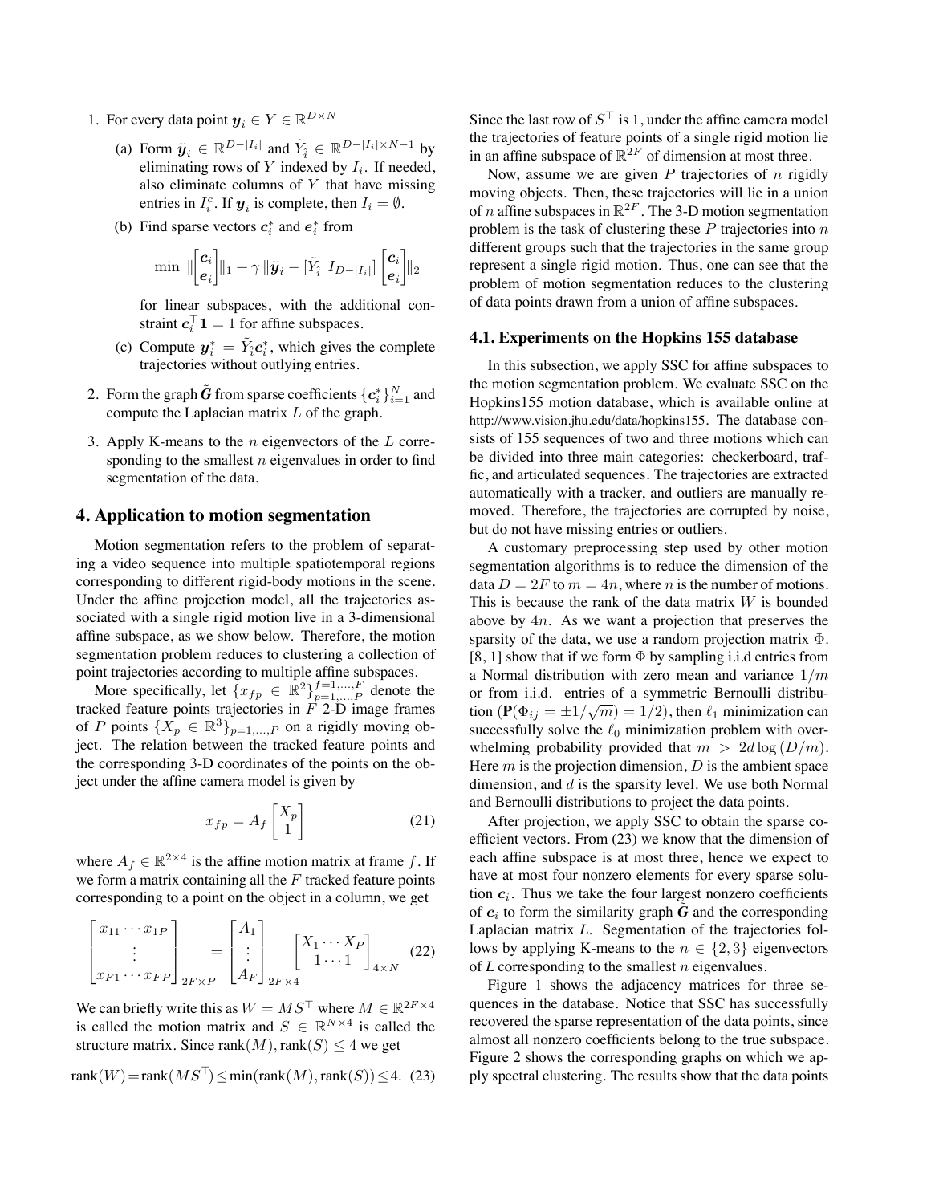1. For every data point $\boldsymbol{y}_i \in Y \in \mathbb{R}^{D \times N}$
   (a) Form $\tilde{\boldsymbol{y}}_i \in \mathbb{R}^{D-|I_i|}$ and $\tilde{Y}_{\hat{i}} \in \mathbb{R}^{D-|I_i| \times N-1}$ by eliminating rows of $Y$ indexed by $I_i$. If needed, also eliminate columns of $Y$ that have missing entries in $I_i^c$. If $\boldsymbol{y}_i$ is complete, then $I_i = \emptyset$.
   (b) Find sparse vectors $\boldsymbol{c}_i^*$ and $\boldsymbol{e}_i^*$ from
   $$\min \ \|\begin{bmatrix}\boldsymbol{c}_i \\ \boldsymbol{e}_i\end{bmatrix}\|_1 + \gamma \, \|\tilde{\boldsymbol{y}}_i - [\tilde{Y}_{\hat{i}} \ I_{D-|I_i|}] \begin{bmatrix}\boldsymbol{c}_i \\ \boldsymbol{e}_i\end{bmatrix}\|_2$$
   for linear subspaces, with the additional constraint $\boldsymbol{c}_i^\top \mathbf{1} = 1$ for affine subspaces.
   (c) Compute $\boldsymbol{y}_i^* = \tilde{Y}_{\hat{i}} \boldsymbol{c}_i^*$, which gives the complete trajectories without outlying entries.
2. Form the graph $\tilde{\boldsymbol{G}}$ from sparse coefficients $\{\boldsymbol{c}_i^*\}_{i=1}^N$ and compute the Laplacian matrix $L$ of the graph.
3. Apply K-means to the $n$ eigenvectors of the $L$ corresponding to the smallest $n$ eigenvalues in order to find segmentation of the data.

# 4. Application to motion segmentation

Motion segmentation refers to the problem of separating a video sequence into multiple spatiotemporal regions corresponding to different rigid-body motions in the scene. Under the affine projection model, all the trajectories associated with a single rigid motion live in a 3-dimensional affine subspace, as we show below. Therefore, the motion segmentation problem reduces to clustering a collection of point trajectories according to multiple affine subspaces.

More specifically, let $\{x_{fp} \in \mathbb{R}^2\}_{p=1,\dots,P}^{f=1,\dots,F}$ denote the tracked feature points trajectories in $F$ 2-D image frames of $P$ points $\{X_p \in \mathbb{R}^3\}_{p=1,\dots,P}$ on a rigidly moving object. The relation between the tracked feature points and the corresponding 3-D coordinates of the points on the object under the affine camera model is given by

$$x_{fp} = A_f \begin{bmatrix} X_p \\ 1 \end{bmatrix} \tag{21}$$

where $A_f \in \mathbb{R}^{2\times 4}$ is the affine motion matrix at frame $f$. If we form a matrix containing all the $F$ tracked feature points corresponding to a point on the object in a column, we get

$$\begin{bmatrix} x_{11} \cdots x_{1P} \\ \vdots \\ x_{F1} \cdots x_{FP} \end{bmatrix}_{2F\times P} = \begin{bmatrix} A_1 \\ \vdots \\ A_F \end{bmatrix}_{2F\times 4} \begin{bmatrix} X_1 \cdots X_P \\ 1 \cdots 1 \end{bmatrix}_{4\times N} \tag{22}$$

We can briefly write this as $W = MS^\top$ where $M \in \mathbb{R}^{2F\times 4}$ is called the motion matrix and $S \in \mathbb{R}^{N\times 4}$ is called the structure matrix. Since $\text{rank}(M), \text{rank}(S) \leq 4$ we get

$$\text{rank}(W) = \text{rank}(MS^\top) \leq \min(\text{rank}(M), \text{rank}(S)) \leq 4. \tag{23}$$

Since the last row of $S^\top$ is 1, under the affine camera model the trajectories of feature points of a single rigid motion lie in an affine subspace of $\mathbb{R}^{2F}$ of dimension at most three.

Now, assume we are given $P$ trajectories of $n$ rigidly moving objects. Then, these trajectories will lie in a union of $n$ affine subspaces in $\mathbb{R}^{2F}$. The 3-D motion segmentation problem is the task of clustering these $P$ trajectories into $n$ different groups such that the trajectories in the same group represent a single rigid motion. Thus, one can see that the problem of motion segmentation reduces to the clustering of data points drawn from a union of affine subspaces.

## 4.1. Experiments on the Hopkins 155 database

In this subsection, we apply SSC for affine subspaces to the motion segmentation problem. We evaluate SSC on the Hopkins155 motion database, which is available online at http://www.vision.jhu.edu/data/hopkins155. The database consists of 155 sequences of two and three motions which can be divided into three main categories: checkerboard, traffic, and articulated sequences. The trajectories are extracted automatically with a tracker, and outliers are manually removed. Therefore, the trajectories are corrupted by noise, but do not have missing entries or outliers.

A customary preprocessing step used by other motion segmentation algorithms is to reduce the dimension of the data $D = 2F$ to $m = 4n$, where $n$ is the number of motions. This is because the rank of the data matrix $W$ is bounded above by $4n$. As we want a projection that preserves the sparsity of the data, we use a random projection matrix $\Phi$. [8, 1] show that if we form $\Phi$ by sampling i.i.d entries from a Normal distribution with zero mean and variance $1/m$ or from i.i.d. entries of a symmetric Bernoulli distribution ($\mathbf{P}(\Phi_{ij} = \pm 1/\sqrt{m}) = 1/2$), then $\ell_1$ minimization can successfully solve the $\ell_0$ minimization problem with overwhelming probability provided that $m > 2d\log(D/m)$. Here $m$ is the projection dimension, $D$ is the ambient space dimension, and $d$ is the sparsity level. We use both Normal and Bernoulli distributions to project the data points.

After projection, we apply SSC to obtain the sparse coefficient vectors. From (23) we know that the dimension of each affine subspace is at most three, hence we expect to have at most four nonzero elements for every sparse solution $\boldsymbol{c}_i$. Thus we take the four largest nonzero coefficients of $\boldsymbol{c}_i$ to form the similarity graph $\tilde{\boldsymbol{G}}$ and the corresponding Laplacian matrix $\boldsymbol{L}$. Segmentation of the trajectories follows by applying K-means to the $n \in \{2, 3\}$ eigenvectors of $\boldsymbol{L}$ corresponding to the smallest $n$ eigenvalues.

Figure 1 shows the adjacency matrices for three sequences in the database. Notice that SSC has successfully recovered the sparse representation of the data points, since almost all nonzero coefficients belong to the true subspace. Figure 2 shows the corresponding graphs on which we apply spectral clustering. The results show that the data points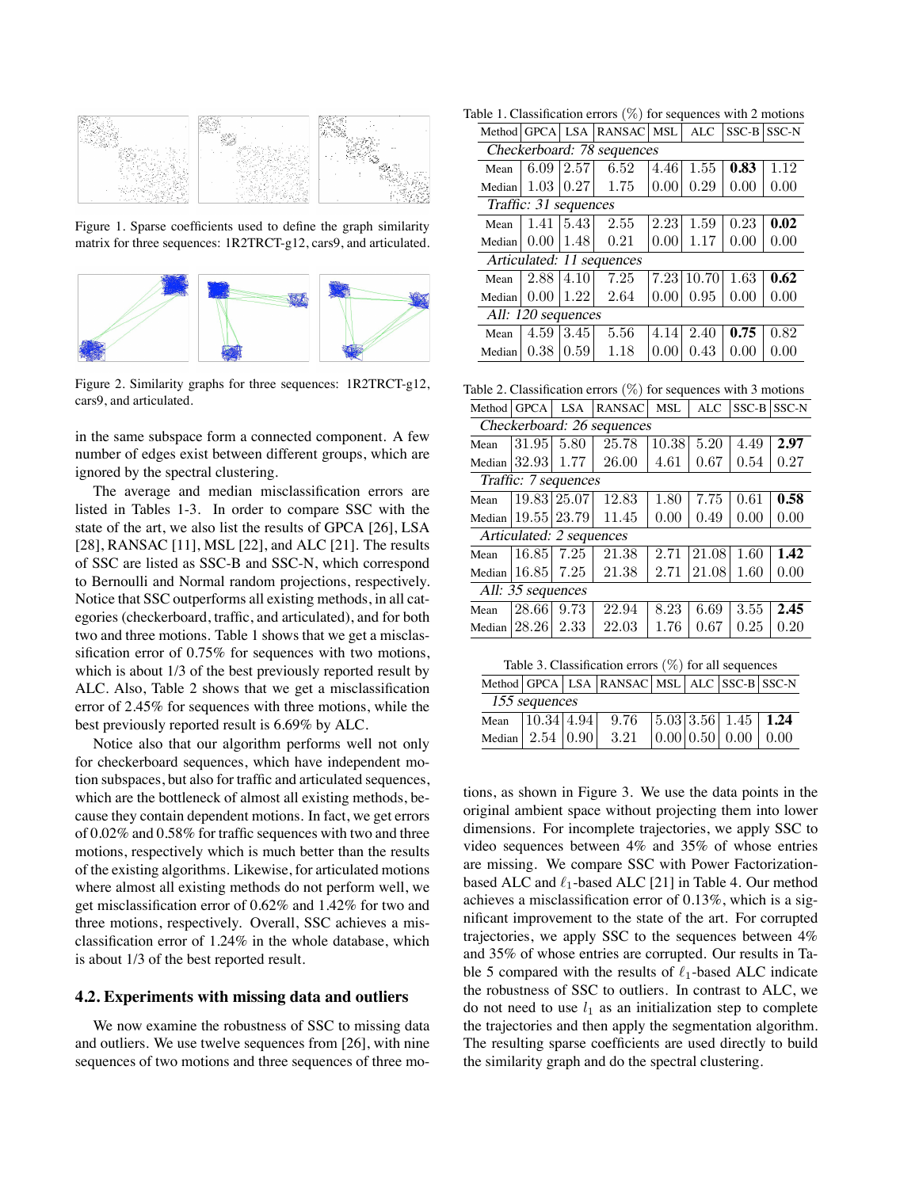Figure 1. Sparse coefficients used to define the graph similarity matrix for three sequences: 1R2TRCT-g12, cars9, and articulated.

Figure 2. Similarity graphs for three sequences: 1R2TRCT-g12, cars9, and articulated.

in the same subspace form a connected component. A few number of edges exist between different groups, which are ignored by the spectral clustering.

The average and median misclassification errors are listed in Tables 1-3. In order to compare SSC with the state of the art, we also list the results of GPCA [26], LSA [28], RANSAC [11], MSL [22], and ALC [21]. The results of SSC are listed as SSC-B and SSC-N, which correspond to Bernoulli and Normal random projections, respectively. Notice that SSC outperforms all existing methods, in all categories (checkerboard, traffic, and articulated), and for both two and three motions. Table 1 shows that we get a misclassification error of 0.75% for sequences with two motions, which is about 1/3 of the best previously reported result by ALC. Also, Table 2 shows that we get a misclassification error of 2.45% for sequences with three motions, while the best previously reported result is 6.69% by ALC.

Notice also that our algorithm performs well not only for checkerboard sequences, which have independent motion subspaces, but also for traffic and articulated sequences, which are the bottleneck of almost all existing methods, because they contain dependent motions. In fact, we get errors of 0.02% and 0.58% for traffic sequences with two and three motions, respectively which is much better than the results of the existing algorithms. Likewise, for articulated motions where almost all existing methods do not perform well, we get misclassification error of 0.62% and 1.42% for two and three motions, respectively. Overall, SSC achieves a misclassification error of 1.24% in the whole database, which is about 1/3 of the best reported result.

## 4.2. Experiments with missing data and outliers

We now examine the robustness of SSC to missing data and outliers. We use twelve sequences from [26], with nine sequences of two motions and three sequences of three motions, as shown in Figure 3. We use the data points in the original ambient space without projecting them into lower dimensions. For incomplete trajectories, we apply SSC to video sequences between 4% and 35% of whose entries are missing. We compare SSC with Power Factorization-based ALC and $\ell_1$-based ALC [21] in Table 4. Our method achieves a misclassification error of 0.13%, which is a significant improvement to the state of the art. For corrupted trajectories, we apply SSC to the sequences between 4% and 35% of whose entries are corrupted. Our results in Table 5 compared with the results of $\ell_1$-based ALC indicate the robustness of SSC to outliers. In contrast to ALC, we do not need to use $l_1$ as an initialization step to complete the trajectories and then apply the segmentation algorithm. The resulting sparse coefficients are used directly to build the similarity graph and do the spectral clustering.

Table 1. Classification errors (%) for sequences with 2 motions

| Method | GPCA | LSA | RANSAC | MSL | ALC | SSC-B | SSC-N |
|---|---|---|---|---|---|---|---|
| *Checkerboard: 78 sequences* | | | | | | | |
| Mean | 6.09 | 2.57 | 6.52 | 4.46 | 1.55 | **0.83** | 1.12 |
| Median | 1.03 | 0.27 | 1.75 | 0.00 | 0.29 | 0.00 | 0.00 |
| *Traffic: 31 sequences* | | | | | | | |
| Mean | 1.41 | 5.43 | 2.55 | 2.23 | 1.59 | 0.23 | **0.02** |
| Median | 0.00 | 1.48 | 0.21 | 0.00 | 1.17 | 0.00 | 0.00 |
| *Articulated: 11 sequences* | | | | | | | |
| Mean | 2.88 | 4.10 | 7.25 | 7.23 | 10.70 | 1.63 | **0.62** |
| Median | 0.00 | 1.22 | 2.64 | 0.00 | 0.95 | 0.00 | 0.00 |
| *All: 120 sequences* | | | | | | | |
| Mean | 4.59 | 3.45 | 5.56 | 4.14 | 2.40 | **0.75** | 0.82 |
| Median | 0.38 | 0.59 | 1.18 | 0.00 | 0.43 | 0.00 | 0.00 |

Table 2. Classification errors (%) for sequences with 3 motions

| Method | GPCA | LSA | RANSAC | MSL | ALC | SSC-B | SSC-N |
|---|---|---|---|---|---|---|---|
| *Checkerboard: 26 sequences* | | | | | | | |
| Mean | 31.95 | 5.80 | 25.78 | 10.38 | 5.20 | 4.49 | **2.97** |
| Median | 32.93 | 1.77 | 26.00 | 4.61 | 0.67 | 0.54 | 0.27 |
| *Traffic: 7 sequences* | | | | | | | |
| Mean | 19.83 | 25.07 | 12.83 | 1.80 | 7.75 | 0.61 | **0.58** |
| Median | 19.55 | 23.79 | 11.45 | 0.00 | 0.49 | 0.00 | 0.00 |
| *Articulated: 2 sequences* | | | | | | | |
| Mean | 16.85 | 7.25 | 21.38 | 2.71 | 21.08 | 1.60 | **1.42** |
| Median | 16.85 | 7.25 | 21.38 | 2.71 | 21.08 | 1.60 | 0.00 |
| *All: 35 sequences* | | | | | | | |
| Mean | 28.66 | 9.73 | 22.94 | 8.23 | 6.69 | 3.55 | **2.45** |
| Median | 28.26 | 2.33 | 22.03 | 1.76 | 0.67 | 0.25 | 0.20 |

Table 3. Classification errors (%) for all sequences

| Method | GPCA | LSA | RANSAC | MSL | ALC | SSC-B | SSC-N |
|---|---|---|---|---|---|---|---|
| *155 sequences* | | | | | | | |
| Mean | 10.34 | 4.94 | 9.76 | 5.03 | 3.56 | 1.45 | **1.24** |
| Median | 2.54 | 0.90 | 3.21 | 0.00 | 0.50 | 0.00 | 0.00 |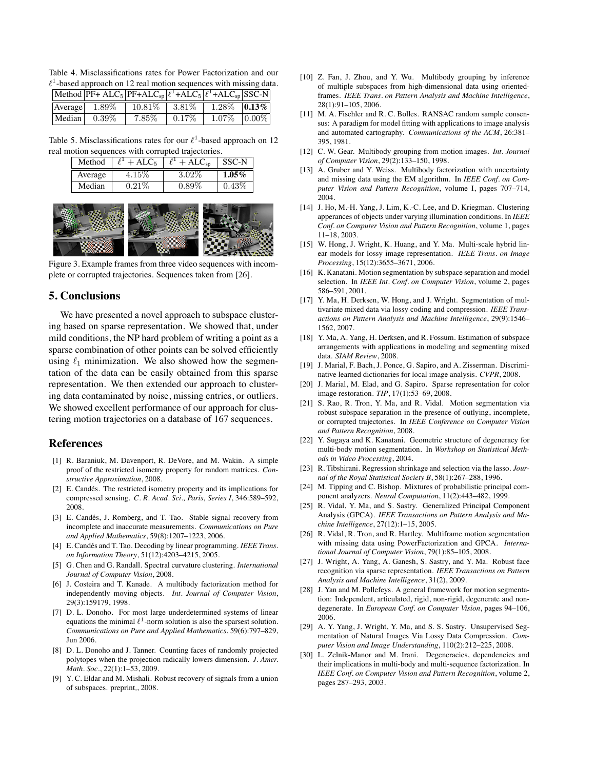Table 4. Misclassifications rates for Power Factorization and our $\ell^1$-based approach on 12 real motion sequences with missing data.

| Method | PF+ $\text{ALC}_5$ | PF+$\text{ALC}_{\text{sp}}$ | $\ell^1$+$\text{ALC}_5$ | $\ell^1$+$\text{ALC}_{\text{sp}}$ | SSC-N |
|---|---|---|---|---|---|
| Average | 1.89% | 10.81% | 3.81% | 1.28% | **0.13%** |
| Median | 0.39% | 7.85% | 0.17% | 1.07% | 0.00% |

Table 5. Misclassifications rates for our $\ell^1$-based approach on 12 real motion sequences with corrupted trajectories.

| Method | $\ell^1 + \text{ALC}_5$ | $\ell^1 + \text{ALC}_{\text{sp}}$ | SSC-N |
|---|---|---|---|
| Average | 4.15% | 3.02% | **1.05%** |
| Median | 0.21% | 0.89% | 0.43% |

Figure 3. Example frames from three video sequences with incomplete or corrupted trajectories. Sequences taken from [26].

## 5. Conclusions

We have presented a novel approach to subspace clustering based on sparse representation. We showed that, under mild conditions, the NP hard problem of writing a point as a sparse combination of other points can be solved efficiently using $\ell_1$ minimization. We also showed how the segmentation of the data can be easily obtained from this sparse representation. We then extended our approach to clustering data contaminated by noise, missing entries, or outliers. We showed excellent performance of our approach for clustering motion trajectories on a database of 167 sequences.

## References

[1] R. Baraniuk, M. Davenport, R. DeVore, and M. Wakin. A simple proof of the restricted isometry property for random matrices. *Constructive Approximation*, 2008.

[2] E. Candés. The restricted isometry property and its implications for compressed sensing. *C. R. Acad. Sci., Paris, Series I*, 346:589–592, 2008.

[3] E. Candés, J. Romberg, and T. Tao. Stable signal recovery from incomplete and inaccurate measurements. *Communications on Pure and Applied Mathematics*, 59(8):1207–1223, 2006.

[4] E. Candés and T. Tao. Decoding by linear programming. *IEEE Trans. on Information Theory*, 51(12):4203–4215, 2005.

[5] G. Chen and G. Randall. Spectral curvature clustering. *International Journal of Computer Vision*, 2008.

[6] J. Costeira and T. Kanade. A multibody factorization method for independently moving objects. *Int. Journal of Computer Vision*, 29(3):159179, 1998.

[7] D. L. Donoho. For most large underdetermined systems of linear equations the minimal $\ell^1$-norm solution is also the sparsest solution. *Communications on Pure and Applied Mathematics*, 59(6):797–829, Jun 2006.

[8] D. L. Donoho and J. Tanner. Counting faces of randomly projected polytopes when the projection radically lowers dimension. *J. Amer. Math. Soc.*, 22(1):1–53, 2009.

[9] Y. C. Eldar and M. Mishali. Robust recovery of signals from a union of subspaces. preprint,, 2008.

[10] Z. Fan, J. Zhou, and Y. Wu. Multibody grouping by inference of multiple subspaces from high-dimensional data using oriented-frames. *IEEE Trans. on Pattern Analysis and Machine Intelligence*, 28(1):91–105, 2006.

[11] M. A. Fischler and R. C. Bolles. RANSAC random sample consensus: A paradigm for model fitting with applications to image analysis and automated cartography. *Communications of the ACM*, 26:381–395, 1981.

[12] C. W. Gear. Multibody grouping from motion images. *Int. Journal of Computer Vision*, 29(2):133–150, 1998.

[13] A. Gruber and Y. Weiss. Multibody factorization with uncertainty and missing data using the EM algorithm. In *IEEE Conf. on Computer Vision and Pattern Recognition*, volume I, pages 707–714, 2004.

[14] J. Ho, M.-H. Yang, J. Lim, K.-C. Lee, and D. Kriegman. Clustering apperances of objects under varying illumination conditions. In *IEEE Conf. on Computer Vision and Pattern Recognition*, volume 1, pages 11–18, 2003.

[15] W. Hong, J. Wright, K. Huang, and Y. Ma. Multi-scale hybrid linear models for lossy image representation. *IEEE Trans. on Image Processing*, 15(12):3655–3671, 2006.

[16] K. Kanatani. Motion segmentation by subspace separation and model selection. In *IEEE Int. Conf. on Computer Vision*, volume 2, pages 586–591, 2001.

[17] Y. Ma, H. Derksen, W. Hong, and J. Wright. Segmentation of multivariate mixed data via lossy coding and compression. *IEEE Transactions on Pattern Analysis and Machine Intelligence*, 29(9):1546–1562, 2007.

[18] Y. Ma, A. Yang, H. Derksen, and R. Fossum. Estimation of subspace arrangements with applications in modeling and segmenting mixed data. *SIAM Review*, 2008.

[19] J. Marial, F. Bach, J. Ponce, G. Sapiro, and A. Zisserman. Discriminative learned dictionaries for local image analysis. *CVPR*, 2008.

[20] J. Marial, M. Elad, and G. Sapiro. Sparse representation for color image restoration. *TIP*, 17(1):53–69, 2008.

[21] S. Rao, R. Tron, Y. Ma, and R. Vidal. Motion segmentation via robust subspace separation in the presence of outlying, incomplete, or corrupted trajectories. In *IEEE Conference on Computer Vision and Pattern Recognition*, 2008.

[22] Y. Sugaya and K. Kanatani. Geometric structure of degeneracy for multi-body motion segmentation. In *Workshop on Statistical Methods in Video Processing*, 2004.

[23] R. Tibshirani. Regression shrinkage and selection via the lasso. *Journal of the Royal Statistical Society B*, 58(1):267–288, 1996.

[24] M. Tipping and C. Bishop. Mixtures of probabilistic principal component analyzers. *Neural Computation*, 11(2):443–482, 1999.

[25] R. Vidal, Y. Ma, and S. Sastry. Generalized Principal Component Analysis (GPCA). *IEEE Transactions on Pattern Analysis and Machine Intelligence*, 27(12):1–15, 2005.

[26] R. Vidal, R. Tron, and R. Hartley. Multiframe motion segmentation with missing data using PowerFactorization and GPCA. *International Journal of Computer Vision*, 79(1):85–105, 2008.

[27] J. Wright, A. Yang, A. Ganesh, S. Sastry, and Y. Ma. Robust face recognition via sparse representation. *IEEE Transactions on Pattern Analysis and Machine Intelligence*, 31(2), 2009.

[28] J. Yan and M. Pollefeys. A general framework for motion segmentation: Independent, articulated, rigid, non-rigid, degenerate and non-degenerate. In *European Conf. on Computer Vision*, pages 94–106, 2006.

[29] A. Y. Yang, J. Wright, Y. Ma, and S. S. Sastry. Unsupervised Segmentation of Natural Images Via Lossy Data Compression. *Computer Vision and Image Understanding*, 110(2):212–225, 2008.

[30] L. Zelnik-Manor and M. Irani. Degeneracies, dependencies and their implications in multi-body and multi-sequence factorization. In *IEEE Conf. on Computer Vision and Pattern Recognition*, volume 2, pages 287–293, 2003.